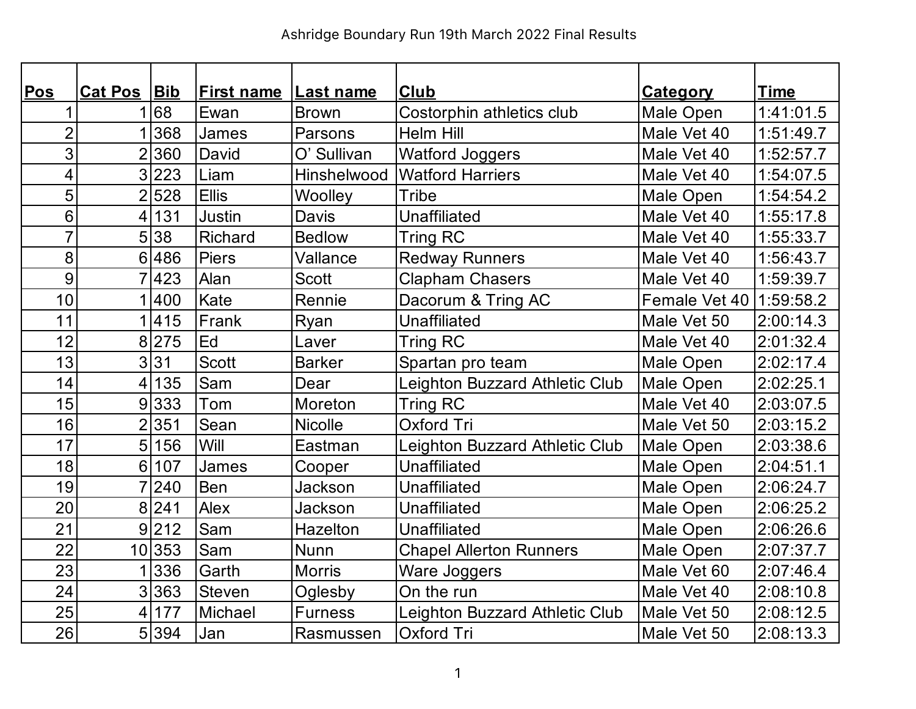# Ashridge Boundary Run 19th March 2022 Final Results

| Pos | Cat Pos | Bib | First name | Last name | Club | Category | Time |
|---|---|---|---|---|---|---|---|
| 1 | 1 | 68 | Ewan | Brown | Costorphin athletics club | Male Open | 1:41:01.5 |
| 2 | 1 | 368 | James | Parsons | Helm Hill | Male Vet 40 | 1:51:49.7 |
| 3 | 2 | 360 | David | O' Sullivan | Watford Joggers | Male Vet 40 | 1:52:57.7 |
| 4 | 3 | 223 | Liam | Hinshelwood | Watford Harriers | Male Vet 40 | 1:54:07.5 |
| 5 | 2 | 528 | Ellis | Woolley | Tribe | Male Open | 1:54:54.2 |
| 6 | 4 | 131 | Justin | Davis | Unaffiliated | Male Vet 40 | 1:55:17.8 |
| 7 | 5 | 38 | Richard | Bedlow | Tring RC | Male Vet 40 | 1:55:33.7 |
| 8 | 6 | 486 | Piers | Vallance | Redway Runners | Male Vet 40 | 1:56:43.7 |
| 9 | 7 | 423 | Alan | Scott | Clapham Chasers | Male Vet 40 | 1:59:39.7 |
| 10 | 1 | 400 | Kate | Rennie | Dacorum & Tring AC | Female Vet 40 | 1:59:58.2 |
| 11 | 1 | 415 | Frank | Ryan | Unaffiliated | Male Vet 50 | 2:00:14.3 |
| 12 | 8 | 275 | Ed | Laver | Tring RC | Male Vet 40 | 2:01:32.4 |
| 13 | 3 | 31 | Scott | Barker | Spartan pro team | Male Open | 2:02:17.4 |
| 14 | 4 | 135 | Sam | Dear | Leighton Buzzard Athletic Club | Male Open | 2:02:25.1 |
| 15 | 9 | 333 | Tom | Moreton | Tring RC | Male Vet 40 | 2:03:07.5 |
| 16 | 2 | 351 | Sean | Nicolle | Oxford Tri | Male Vet 50 | 2:03:15.2 |
| 17 | 5 | 156 | Will | Eastman | Leighton Buzzard Athletic Club | Male Open | 2:03:38.6 |
| 18 | 6 | 107 | James | Cooper | Unaffiliated | Male Open | 2:04:51.1 |
| 19 | 7 | 240 | Ben | Jackson | Unaffiliated | Male Open | 2:06:24.7 |
| 20 | 8 | 241 | Alex | Jackson | Unaffiliated | Male Open | 2:06:25.2 |
| 21 | 9 | 212 | Sam | Hazelton | Unaffiliated | Male Open | 2:06:26.6 |
| 22 | 10 | 353 | Sam | Nunn | Chapel Allerton Runners | Male Open | 2:07:37.7 |
| 23 | 1 | 336 | Garth | Morris | Ware Joggers | Male Vet 60 | 2:07:46.4 |
| 24 | 3 | 363 | Steven | Oglesby | On the run | Male Vet 40 | 2:08:10.8 |
| 25 | 4 | 177 | Michael | Furness | Leighton Buzzard Athletic Club | Male Vet 50 | 2:08:12.5 |
| 26 | 5 | 394 | Jan | Rasmussen | Oxford Tri | Male Vet 50 | 2:08:13.3 |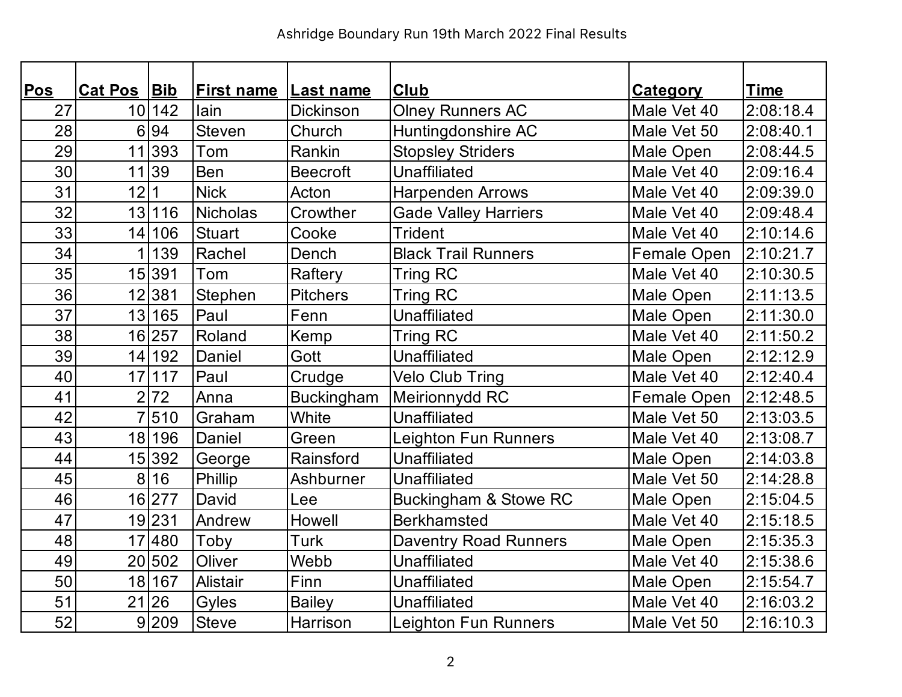Ashridge Boundary Run 19th March 2022 Final Results

| Pos | Cat Pos | Bib | First name | Last name | Club | Category | Time |
|---|---|---|---|---|---|---|---|
| 27 | 10 | 142 | Iain | Dickinson | Olney Runners AC | Male Vet 40 | 2:08:18.4 |
| 28 | 6 | 94 | Steven | Church | Huntingdonshire AC | Male Vet 50 | 2:08:40.1 |
| 29 | 11 | 393 | Tom | Rankin | Stopsley Striders | Male Open | 2:08:44.5 |
| 30 | 11 | 39 | Ben | Beecroft | Unaffiliated | Male Vet 40 | 2:09:16.4 |
| 31 | 12 | 1 | Nick | Acton | Harpenden Arrows | Male Vet 40 | 2:09:39.0 |
| 32 | 13 | 116 | Nicholas | Crowther | Gade Valley Harriers | Male Vet 40 | 2:09:48.4 |
| 33 | 14 | 106 | Stuart | Cooke | Trident | Male Vet 40 | 2:10:14.6 |
| 34 | 1 | 139 | Rachel | Dench | Black Trail Runners | Female Open | 2:10:21.7 |
| 35 | 15 | 391 | Tom | Raftery | Tring RC | Male Vet 40 | 2:10:30.5 |
| 36 | 12 | 381 | Stephen | Pitchers | Tring RC | Male Open | 2:11:13.5 |
| 37 | 13 | 165 | Paul | Fenn | Unaffiliated | Male Open | 2:11:30.0 |
| 38 | 16 | 257 | Roland | Kemp | Tring RC | Male Vet 40 | 2:11:50.2 |
| 39 | 14 | 192 | Daniel | Gott | Unaffiliated | Male Open | 2:12:12.9 |
| 40 | 17 | 117 | Paul | Crudge | Velo Club Tring | Male Vet 40 | 2:12:40.4 |
| 41 | 2 | 72 | Anna | Buckingham | Meirionnydd RC | Female Open | 2:12:48.5 |
| 42 | 7 | 510 | Graham | White | Unaffiliated | Male Vet 50 | 2:13:03.5 |
| 43 | 18 | 196 | Daniel | Green | Leighton Fun Runners | Male Vet 40 | 2:13:08.7 |
| 44 | 15 | 392 | George | Rainsford | Unaffiliated | Male Open | 2:14:03.8 |
| 45 | 8 | 16 | Phillip | Ashburner | Unaffiliated | Male Vet 50 | 2:14:28.8 |
| 46 | 16 | 277 | David | Lee | Buckingham & Stowe RC | Male Open | 2:15:04.5 |
| 47 | 19 | 231 | Andrew | Howell | Berkhamsted | Male Vet 40 | 2:15:18.5 |
| 48 | 17 | 480 | Toby | Turk | Daventry Road Runners | Male Open | 2:15:35.3 |
| 49 | 20 | 502 | Oliver | Webb | Unaffiliated | Male Vet 40 | 2:15:38.6 |
| 50 | 18 | 167 | Alistair | Finn | Unaffiliated | Male Open | 2:15:54.7 |
| 51 | 21 | 26 | Gyles | Bailey | Unaffiliated | Male Vet 40 | 2:16:03.2 |
| 52 | 9 | 209 | Steve | Harrison | Leighton Fun Runners | Male Vet 50 | 2:16:10.3 |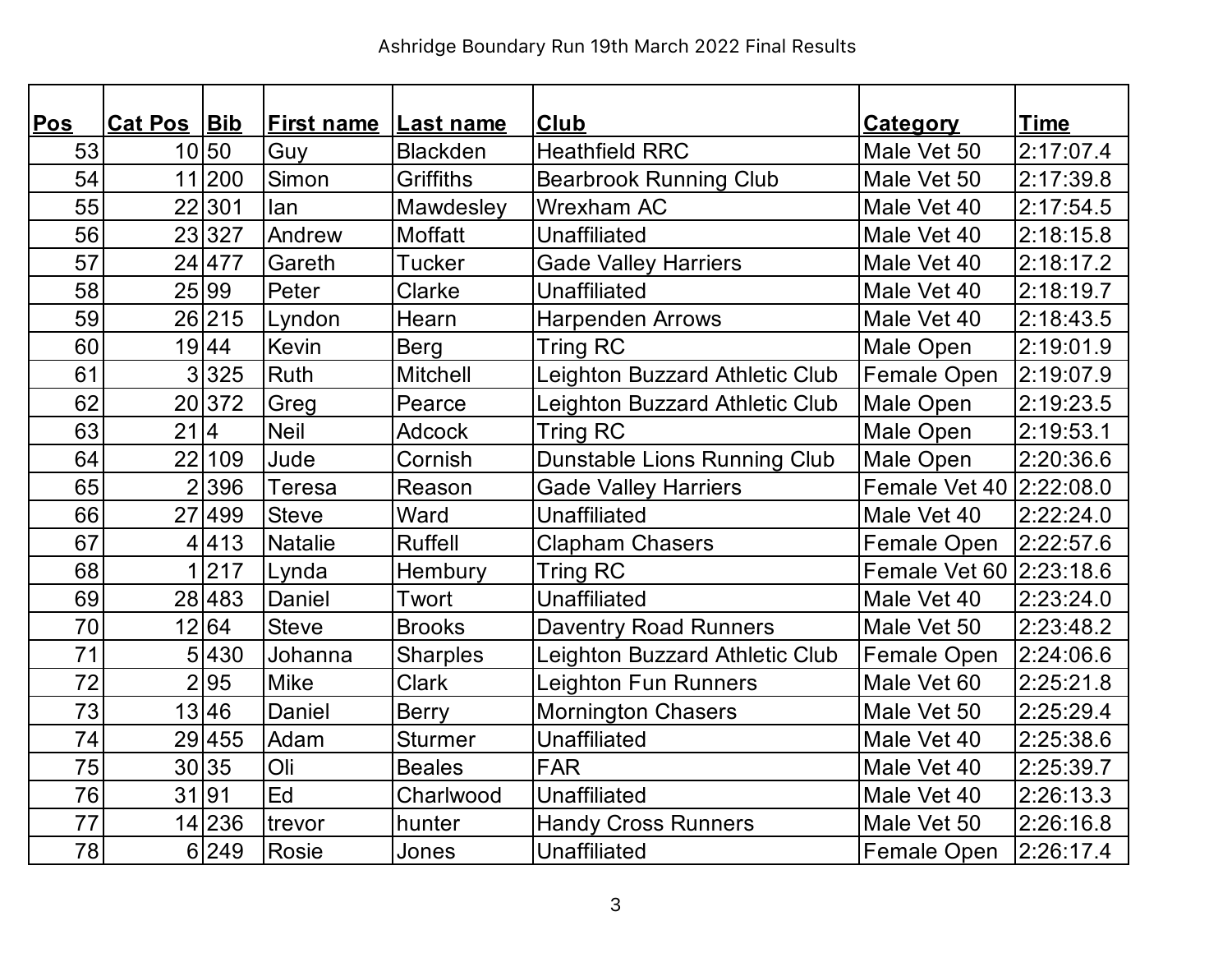Ashridge Boundary Run 19th March 2022 Final Results

| Pos | Cat Pos | Bib | First name | Last name | Club | Category | Time |
|---|---|---|---|---|---|---|---|
| 53 | 10 | 50 | Guy | Blackden | Heathfield RRC | Male Vet 50 | 2:17:07.4 |
| 54 | 11 | 200 | Simon | Griffiths | Bearbrook Running Club | Male Vet 50 | 2:17:39.8 |
| 55 | 22 | 301 | Ian | Mawdesley | Wrexham AC | Male Vet 40 | 2:17:54.5 |
| 56 | 23 | 327 | Andrew | Moffatt | Unaffiliated | Male Vet 40 | 2:18:15.8 |
| 57 | 24 | 477 | Gareth | Tucker | Gade Valley Harriers | Male Vet 40 | 2:18:17.2 |
| 58 | 25 | 99 | Peter | Clarke | Unaffiliated | Male Vet 40 | 2:18:19.7 |
| 59 | 26 | 215 | Lyndon | Hearn | Harpenden Arrows | Male Vet 40 | 2:18:43.5 |
| 60 | 19 | 44 | Kevin | Berg | Tring RC | Male Open | 2:19:01.9 |
| 61 | 3 | 325 | Ruth | Mitchell | Leighton Buzzard Athletic Club | Female Open | 2:19:07.9 |
| 62 | 20 | 372 | Greg | Pearce | Leighton Buzzard Athletic Club | Male Open | 2:19:23.5 |
| 63 | 21 | 4 | Neil | Adcock | Tring RC | Male Open | 2:19:53.1 |
| 64 | 22 | 109 | Jude | Cornish | Dunstable Lions Running Club | Male Open | 2:20:36.6 |
| 65 | 2 | 396 | Teresa | Reason | Gade Valley Harriers | Female Vet 40 | 2:22:08.0 |
| 66 | 27 | 499 | Steve | Ward | Unaffiliated | Male Vet 40 | 2:22:24.0 |
| 67 | 4 | 413 | Natalie | Ruffell | Clapham Chasers | Female Open | 2:22:57.6 |
| 68 | 1 | 217 | Lynda | Hembury | Tring RC | Female Vet 60 | 2:23:18.6 |
| 69 | 28 | 483 | Daniel | Twort | Unaffiliated | Male Vet 40 | 2:23:24.0 |
| 70 | 12 | 64 | Steve | Brooks | Daventry Road Runners | Male Vet 50 | 2:23:48.2 |
| 71 | 5 | 430 | Johanna | Sharples | Leighton Buzzard Athletic Club | Female Open | 2:24:06.6 |
| 72 | 2 | 95 | Mike | Clark | Leighton Fun Runners | Male Vet 60 | 2:25:21.8 |
| 73 | 13 | 46 | Daniel | Berry | Mornington Chasers | Male Vet 50 | 2:25:29.4 |
| 74 | 29 | 455 | Adam | Sturmer | Unaffiliated | Male Vet 40 | 2:25:38.6 |
| 75 | 30 | 35 | Oli | Beales | FAR | Male Vet 40 | 2:25:39.7 |
| 76 | 31 | 91 | Ed | Charlwood | Unaffiliated | Male Vet 40 | 2:26:13.3 |
| 77 | 14 | 236 | trevor | hunter | Handy Cross Runners | Male Vet 50 | 2:26:16.8 |
| 78 | 6 | 249 | Rosie | Jones | Unaffiliated | Female Open | 2:26:17.4 |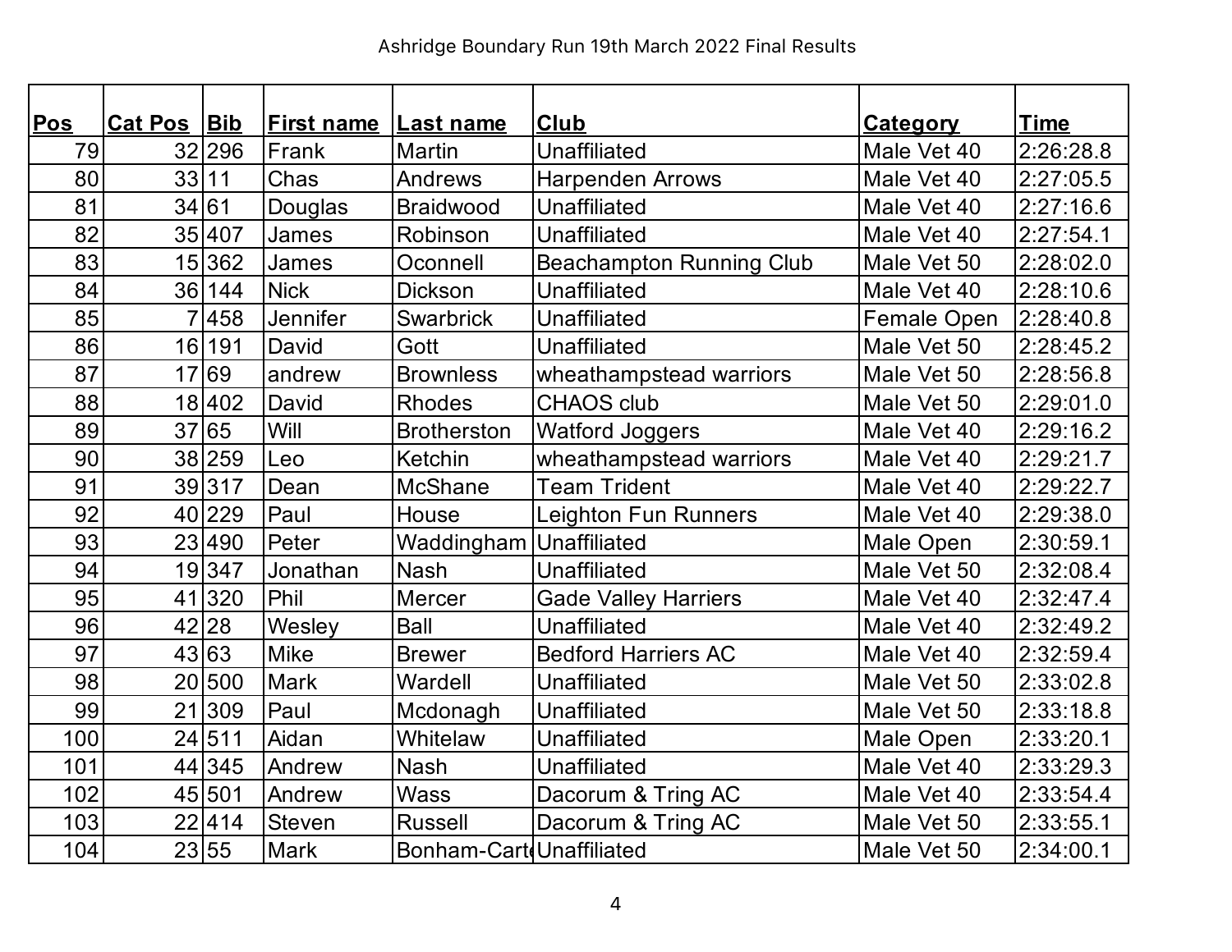Ashridge Boundary Run 19th March 2022 Final Results

| Pos | Cat Pos | Bib | First name | Last name | Club | Category | Time |
|---|---|---|---|---|---|---|---|
| 79 | 32 | 296 | Frank | Martin | Unaffiliated | Male Vet 40 | 2:26:28.8 |
| 80 | 33 | 11 | Chas | Andrews | Harpenden Arrows | Male Vet 40 | 2:27:05.5 |
| 81 | 34 | 61 | Douglas | Braidwood | Unaffiliated | Male Vet 40 | 2:27:16.6 |
| 82 | 35 | 407 | James | Robinson | Unaffiliated | Male Vet 40 | 2:27:54.1 |
| 83 | 15 | 362 | James | Oconnell | Beachampton Running Club | Male Vet 50 | 2:28:02.0 |
| 84 | 36 | 144 | Nick | Dickson | Unaffiliated | Male Vet 40 | 2:28:10.6 |
| 85 | 7 | 458 | Jennifer | Swarbrick | Unaffiliated | Female Open | 2:28:40.8 |
| 86 | 16 | 191 | David | Gott | Unaffiliated | Male Vet 50 | 2:28:45.2 |
| 87 | 17 | 69 | andrew | Brownless | wheathampstead warriors | Male Vet 50 | 2:28:56.8 |
| 88 | 18 | 402 | David | Rhodes | CHAOS club | Male Vet 50 | 2:29:01.0 |
| 89 | 37 | 65 | Will | Brotherston | Watford Joggers | Male Vet 40 | 2:29:16.2 |
| 90 | 38 | 259 | Leo | Ketchin | wheathampstead warriors | Male Vet 40 | 2:29:21.7 |
| 91 | 39 | 317 | Dean | McShane | Team Trident | Male Vet 40 | 2:29:22.7 |
| 92 | 40 | 229 | Paul | House | Leighton Fun Runners | Male Vet 40 | 2:29:38.0 |
| 93 | 23 | 490 | Peter | Waddingham | Unaffiliated | Male Open | 2:30:59.1 |
| 94 | 19 | 347 | Jonathan | Nash | Unaffiliated | Male Vet 50 | 2:32:08.4 |
| 95 | 41 | 320 | Phil | Mercer | Gade Valley Harriers | Male Vet 40 | 2:32:47.4 |
| 96 | 42 | 28 | Wesley | Ball | Unaffiliated | Male Vet 40 | 2:32:49.2 |
| 97 | 43 | 63 | Mike | Brewer | Bedford Harriers AC | Male Vet 40 | 2:32:59.4 |
| 98 | 20 | 500 | Mark | Wardell | Unaffiliated | Male Vet 50 | 2:33:02.8 |
| 99 | 21 | 309 | Paul | Mcdonagh | Unaffiliated | Male Vet 50 | 2:33:18.8 |
| 100 | 24 | 511 | Aidan | Whitelaw | Unaffiliated | Male Open | 2:33:20.1 |
| 101 | 44 | 345 | Andrew | Nash | Unaffiliated | Male Vet 40 | 2:33:29.3 |
| 102 | 45 | 501 | Andrew | Wass | Dacorum & Tring AC | Male Vet 40 | 2:33:54.4 |
| 103 | 22 | 414 | Steven | Russell | Dacorum & Tring AC | Male Vet 50 | 2:33:55.1 |
| 104 | 23 | 55 | Mark | Bonham-Carte | Unaffiliated | Male Vet 50 | 2:34:00.1 |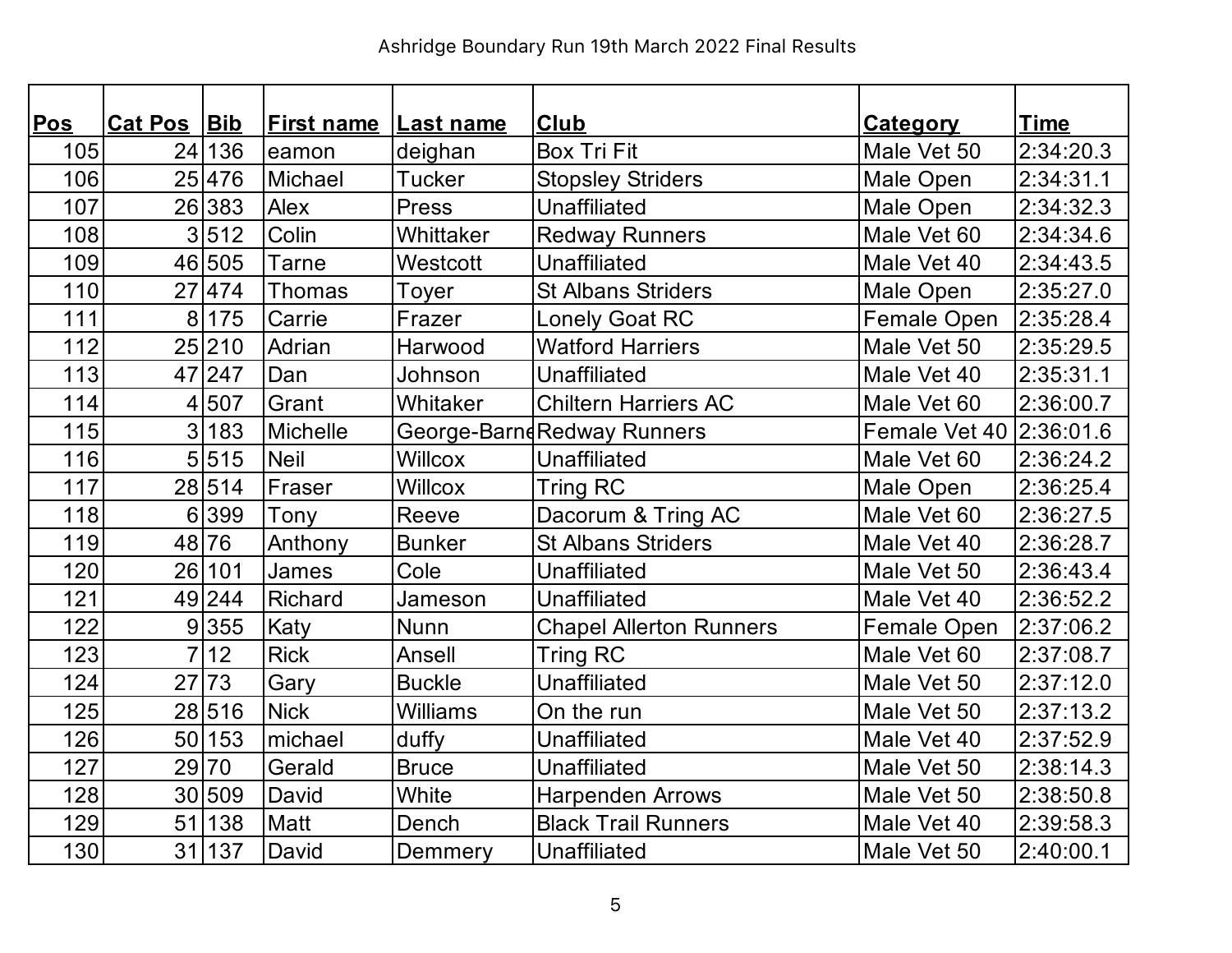Ashridge Boundary Run 19th March 2022 Final Results

| Pos | Cat Pos | Bib | First name | Last name | Club | Category | Time |
|---|---|---|---|---|---|---|---|
| 105 | 24 | 136 | eamon | deighan | Box Tri Fit | Male Vet 50 | 2:34:20.3 |
| 106 | 25 | 476 | Michael | Tucker | Stopsley Striders | Male Open | 2:34:31.1 |
| 107 | 26 | 383 | Alex | Press | Unaffiliated | Male Open | 2:34:32.3 |
| 108 | 3 | 512 | Colin | Whittaker | Redway Runners | Male Vet 60 | 2:34:34.6 |
| 109 | 46 | 505 | Tarne | Westcott | Unaffiliated | Male Vet 40 | 2:34:43.5 |
| 110 | 27 | 474 | Thomas | Toyer | St Albans Striders | Male Open | 2:35:27.0 |
| 111 | 8 | 175 | Carrie | Frazer | Lonely Goat RC | Female Open | 2:35:28.4 |
| 112 | 25 | 210 | Adrian | Harwood | Watford Harriers | Male Vet 50 | 2:35:29.5 |
| 113 | 47 | 247 | Dan | Johnson | Unaffiliated | Male Vet 40 | 2:35:31.1 |
| 114 | 4 | 507 | Grant | Whitaker | Chiltern Harriers AC | Male Vet 60 | 2:36:00.7 |
| 115 | 3 | 183 | Michelle | George-Barne | Redway Runners | Female Vet 40 | 2:36:01.6 |
| 116 | 5 | 515 | Neil | Willcox | Unaffiliated | Male Vet 60 | 2:36:24.2 |
| 117 | 28 | 514 | Fraser | Willcox | Tring RC | Male Open | 2:36:25.4 |
| 118 | 6 | 399 | Tony | Reeve | Dacorum & Tring AC | Male Vet 60 | 2:36:27.5 |
| 119 | 48 | 76 | Anthony | Bunker | St Albans Striders | Male Vet 40 | 2:36:28.7 |
| 120 | 26 | 101 | James | Cole | Unaffiliated | Male Vet 50 | 2:36:43.4 |
| 121 | 49 | 244 | Richard | Jameson | Unaffiliated | Male Vet 40 | 2:36:52.2 |
| 122 | 9 | 355 | Katy | Nunn | Chapel Allerton Runners | Female Open | 2:37:06.2 |
| 123 | 7 | 12 | Rick | Ansell | Tring RC | Male Vet 60 | 2:37:08.7 |
| 124 | 27 | 73 | Gary | Buckle | Unaffiliated | Male Vet 50 | 2:37:12.0 |
| 125 | 28 | 516 | Nick | Williams | On the run | Male Vet 50 | 2:37:13.2 |
| 126 | 50 | 153 | michael | duffy | Unaffiliated | Male Vet 40 | 2:37:52.9 |
| 127 | 29 | 70 | Gerald | Bruce | Unaffiliated | Male Vet 50 | 2:38:14.3 |
| 128 | 30 | 509 | David | White | Harpenden Arrows | Male Vet 50 | 2:38:50.8 |
| 129 | 51 | 138 | Matt | Dench | Black Trail Runners | Male Vet 40 | 2:39:58.3 |
| 130 | 31 | 137 | David | Demmery | Unaffiliated | Male Vet 50 | 2:40:00.1 |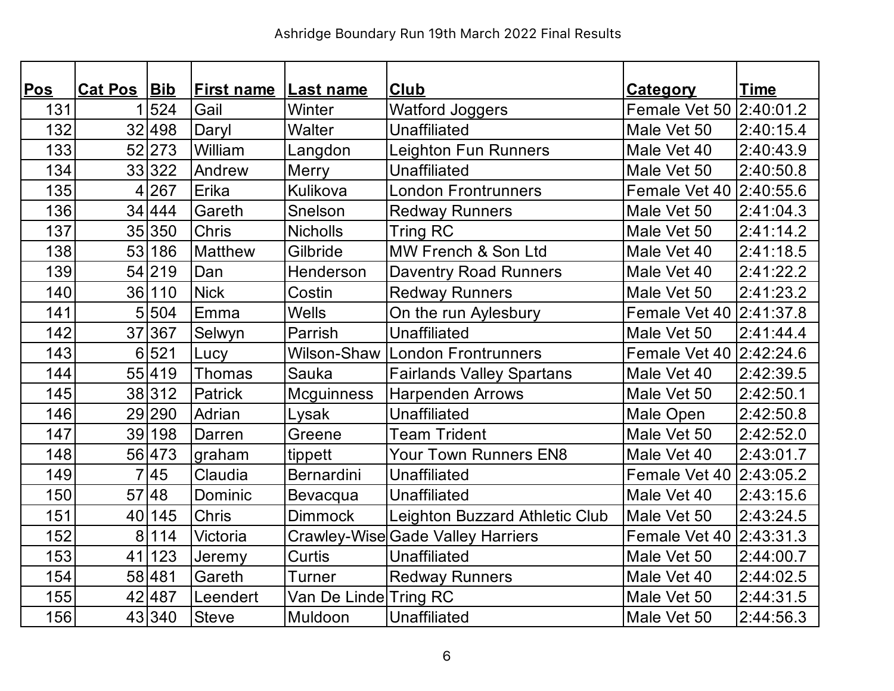Ashridge Boundary Run 19th March 2022 Final Results

| Pos | Cat Pos | Bib | First name | Last name | Club | Category | Time |
|---|---|---|---|---|---|---|---|
| 131 | 1 | 524 | Gail | Winter | Watford Joggers | Female Vet 50 | 2:40:01.2 |
| 132 | 32 | 498 | Daryl | Walter | Unaffiliated | Male Vet 50 | 2:40:15.4 |
| 133 | 52 | 273 | William | Langdon | Leighton Fun Runners | Male Vet 40 | 2:40:43.9 |
| 134 | 33 | 322 | Andrew | Merry | Unaffiliated | Male Vet 50 | 2:40:50.8 |
| 135 | 4 | 267 | Erika | Kulikova | London Frontrunners | Female Vet 40 | 2:40:55.6 |
| 136 | 34 | 444 | Gareth | Snelson | Redway Runners | Male Vet 50 | 2:41:04.3 |
| 137 | 35 | 350 | Chris | Nicholls | Tring RC | Male Vet 50 | 2:41:14.2 |
| 138 | 53 | 186 | Matthew | Gilbride | MW French & Son Ltd | Male Vet 40 | 2:41:18.5 |
| 139 | 54 | 219 | Dan | Henderson | Daventry Road Runners | Male Vet 40 | 2:41:22.2 |
| 140 | 36 | 110 | Nick | Costin | Redway Runners | Male Vet 50 | 2:41:23.2 |
| 141 | 5 | 504 | Emma | Wells | On the run Aylesbury | Female Vet 40 | 2:41:37.8 |
| 142 | 37 | 367 | Selwyn | Parrish | Unaffiliated | Male Vet 50 | 2:41:44.4 |
| 143 | 6 | 521 | Lucy | Wilson-Shaw | London Frontrunners | Female Vet 40 | 2:42:24.6 |
| 144 | 55 | 419 | Thomas | Sauka | Fairlands Valley Spartans | Male Vet 40 | 2:42:39.5 |
| 145 | 38 | 312 | Patrick | Mcguinness | Harpenden Arrows | Male Vet 50 | 2:42:50.1 |
| 146 | 29 | 290 | Adrian | Lysak | Unaffiliated | Male Open | 2:42:50.8 |
| 147 | 39 | 198 | Darren | Greene | Team Trident | Male Vet 50 | 2:42:52.0 |
| 148 | 56 | 473 | graham | tippett | Your Town Runners EN8 | Male Vet 40 | 2:43:01.7 |
| 149 | 7 | 45 | Claudia | Bernardini | Unaffiliated | Female Vet 40 | 2:43:05.2 |
| 150 | 57 | 48 | Dominic | Bevacqua | Unaffiliated | Male Vet 40 | 2:43:15.6 |
| 151 | 40 | 145 | Chris | Dimmock | Leighton Buzzard Athletic Club | Male Vet 50 | 2:43:24.5 |
| 152 | 8 | 114 | Victoria | Crawley-Wise | Gade Valley Harriers | Female Vet 40 | 2:43:31.3 |
| 153 | 41 | 123 | Jeremy | Curtis | Unaffiliated | Male Vet 50 | 2:44:00.7 |
| 154 | 58 | 481 | Gareth | Turner | Redway Runners | Male Vet 40 | 2:44:02.5 |
| 155 | 42 | 487 | Leendert | Van De Linde | Tring RC | Male Vet 50 | 2:44:31.5 |
| 156 | 43 | 340 | Steve | Muldoon | Unaffiliated | Male Vet 50 | 2:44:56.3 |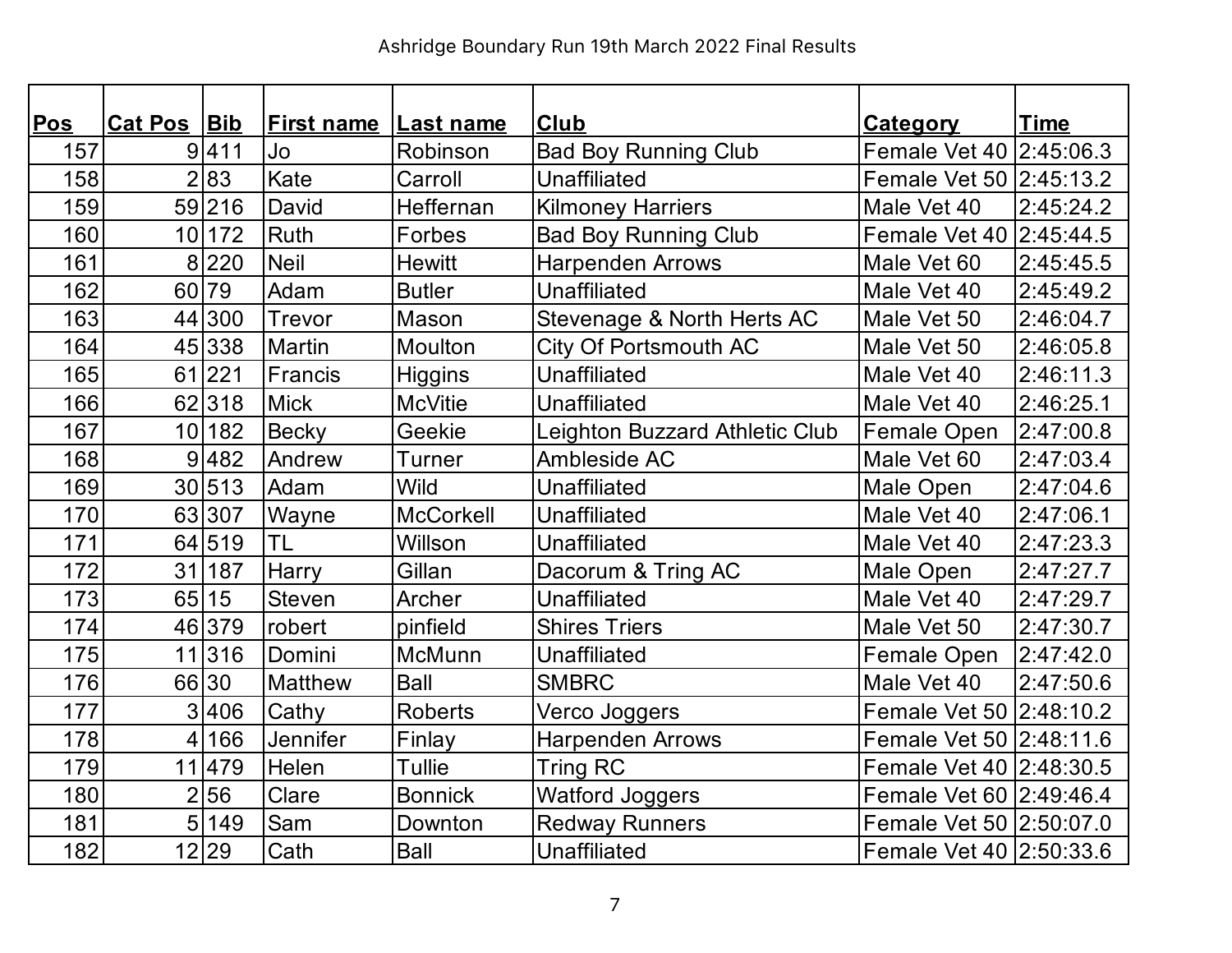Ashridge Boundary Run 19th March 2022 Final Results

| Pos | Cat Pos | Bib | First name | Last name | Club | Category | Time |
| --- | --- | --- | --- | --- | --- | --- | --- |
| 157 | 9 | 411 | Jo | Robinson | Bad Boy Running Club | Female Vet 40 | 2:45:06.3 |
| 158 | 2 | 83 | Kate | Carroll | Unaffiliated | Female Vet 50 | 2:45:13.2 |
| 159 | 59 | 216 | David | Heffernan | Kilmoney Harriers | Male Vet 40 | 2:45:24.2 |
| 160 | 10 | 172 | Ruth | Forbes | Bad Boy Running Club | Female Vet 40 | 2:45:44.5 |
| 161 | 8 | 220 | Neil | Hewitt | Harpenden Arrows | Male Vet 60 | 2:45:45.5 |
| 162 | 60 | 79 | Adam | Butler | Unaffiliated | Male Vet 40 | 2:45:49.2 |
| 163 | 44 | 300 | Trevor | Mason | Stevenage & North Herts AC | Male Vet 50 | 2:46:04.7 |
| 164 | 45 | 338 | Martin | Moulton | City Of Portsmouth AC | Male Vet 50 | 2:46:05.8 |
| 165 | 61 | 221 | Francis | Higgins | Unaffiliated | Male Vet 40 | 2:46:11.3 |
| 166 | 62 | 318 | Mick | McVitie | Unaffiliated | Male Vet 40 | 2:46:25.1 |
| 167 | 10 | 182 | Becky | Geekie | Leighton Buzzard Athletic Club | Female Open | 2:47:00.8 |
| 168 | 9 | 482 | Andrew | Turner | Ambleside AC | Male Vet 60 | 2:47:03.4 |
| 169 | 30 | 513 | Adam | Wild | Unaffiliated | Male Open | 2:47:04.6 |
| 170 | 63 | 307 | Wayne | McCorkell | Unaffiliated | Male Vet 40 | 2:47:06.1 |
| 171 | 64 | 519 | TL | Willson | Unaffiliated | Male Vet 40 | 2:47:23.3 |
| 172 | 31 | 187 | Harry | Gillan | Dacorum & Tring AC | Male Open | 2:47:27.7 |
| 173 | 65 | 15 | Steven | Archer | Unaffiliated | Male Vet 40 | 2:47:29.7 |
| 174 | 46 | 379 | robert | pinfield | Shires Triers | Male Vet 50 | 2:47:30.7 |
| 175 | 11 | 316 | Domini | McMunn | Unaffiliated | Female Open | 2:47:42.0 |
| 176 | 66 | 30 | Matthew | Ball | SMBRC | Male Vet 40 | 2:47:50.6 |
| 177 | 3 | 406 | Cathy | Roberts | Verco Joggers | Female Vet 50 | 2:48:10.2 |
| 178 | 4 | 166 | Jennifer | Finlay | Harpenden Arrows | Female Vet 50 | 2:48:11.6 |
| 179 | 11 | 479 | Helen | Tullie | Tring RC | Female Vet 40 | 2:48:30.5 |
| 180 | 2 | 56 | Clare | Bonnick | Watford Joggers | Female Vet 60 | 2:49:46.4 |
| 181 | 5 | 149 | Sam | Downton | Redway Runners | Female Vet 50 | 2:50:07.0 |
| 182 | 12 | 29 | Cath | Ball | Unaffiliated | Female Vet 40 | 2:50:33.6 |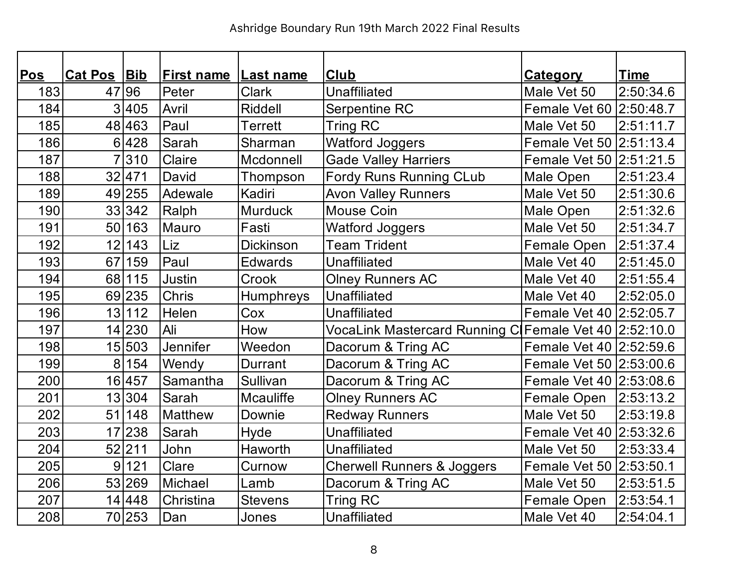Ashridge Boundary Run 19th March 2022 Final Results

| Pos | Cat Pos | Bib | First name | Last name | Club | Category | Time |
|---|---|---|---|---|---|---|---|
| 183 | 47 | 96 | Peter | Clark | Unaffiliated | Male Vet 50 | 2:50:34.6 |
| 184 | 3 | 405 | Avril | Riddell | Serpentine RC | Female Vet 60 | 2:50:48.7 |
| 185 | 48 | 463 | Paul | Terrett | Tring RC | Male Vet 50 | 2:51:11.7 |
| 186 | 6 | 428 | Sarah | Sharman | Watford Joggers | Female Vet 50 | 2:51:13.4 |
| 187 | 7 | 310 | Claire | Mcdonnell | Gade Valley Harriers | Female Vet 50 | 2:51:21.5 |
| 188 | 32 | 471 | David | Thompson | Fordy Runs Running CLub | Male Open | 2:51:23.4 |
| 189 | 49 | 255 | Adewale | Kadiri | Avon Valley Runners | Male Vet 50 | 2:51:30.6 |
| 190 | 33 | 342 | Ralph | Murduck | Mouse Coin | Male Open | 2:51:32.6 |
| 191 | 50 | 163 | Mauro | Fasti | Watford Joggers | Male Vet 50 | 2:51:34.7 |
| 192 | 12 | 143 | Liz | Dickinson | Team Trident | Female Open | 2:51:37.4 |
| 193 | 67 | 159 | Paul | Edwards | Unaffiliated | Male Vet 40 | 2:51:45.0 |
| 194 | 68 | 115 | Justin | Crook | Olney Runners AC | Male Vet 40 | 2:51:55.4 |
| 195 | 69 | 235 | Chris | Humphreys | Unaffiliated | Male Vet 40 | 2:52:05.0 |
| 196 | 13 | 112 | Helen | Cox | Unaffiliated | Female Vet 40 | 2:52:05.7 |
| 197 | 14 | 230 | Ali | How | VocaLink Mastercard Running Cl | Female Vet 40 | 2:52:10.0 |
| 198 | 15 | 503 | Jennifer | Weedon | Dacorum & Tring AC | Female Vet 40 | 2:52:59.6 |
| 199 | 8 | 154 | Wendy | Durrant | Dacorum & Tring AC | Female Vet 50 | 2:53:00.6 |
| 200 | 16 | 457 | Samantha | Sullivan | Dacorum & Tring AC | Female Vet 40 | 2:53:08.6 |
| 201 | 13 | 304 | Sarah | Mcauliffe | Olney Runners AC | Female Open | 2:53:13.2 |
| 202 | 51 | 148 | Matthew | Downie | Redway Runners | Male Vet 50 | 2:53:19.8 |
| 203 | 17 | 238 | Sarah | Hyde | Unaffiliated | Female Vet 40 | 2:53:32.6 |
| 204 | 52 | 211 | John | Haworth | Unaffiliated | Male Vet 50 | 2:53:33.4 |
| 205 | 9 | 121 | Clare | Curnow | Cherwell Runners & Joggers | Female Vet 50 | 2:53:50.1 |
| 206 | 53 | 269 | Michael | Lamb | Dacorum & Tring AC | Male Vet 50 | 2:53:51.5 |
| 207 | 14 | 448 | Christina | Stevens | Tring RC | Female Open | 2:53:54.1 |
| 208 | 70 | 253 | Dan | Jones | Unaffiliated | Male Vet 40 | 2:54:04.1 |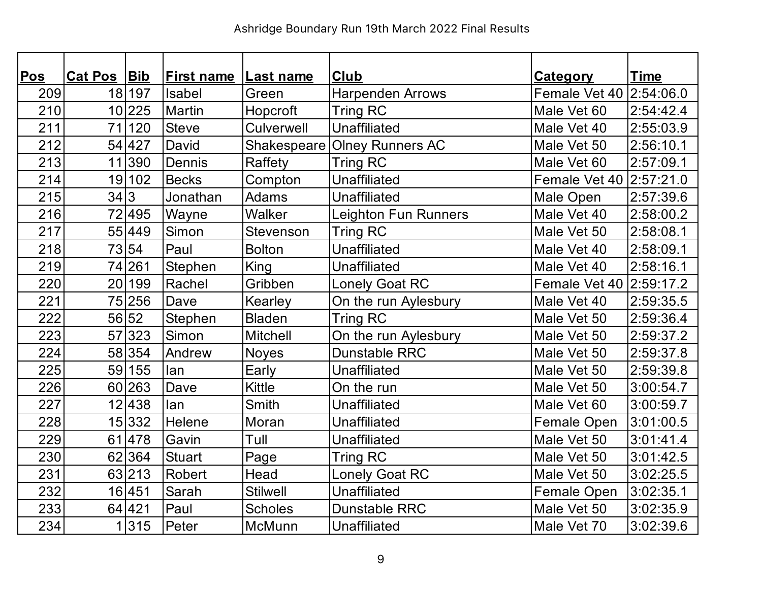Ashridge Boundary Run 19th March 2022 Final Results

| Pos | Cat Pos | Bib | First name | Last name | Club | Category | Time |
|---|---|---|---|---|---|---|---|
| 209 | 18 | 197 | Isabel | Green | Harpenden Arrows | Female Vet 40 | 2:54:06.0 |
| 210 | 10 | 225 | Martin | Hopcroft | Tring RC | Male Vet 60 | 2:54:42.4 |
| 211 | 71 | 120 | Steve | Culverwell | Unaffiliated | Male Vet 40 | 2:55:03.9 |
| 212 | 54 | 427 | David | Shakespeare | Olney Runners AC | Male Vet 50 | 2:56:10.1 |
| 213 | 11 | 390 | Dennis | Raffety | Tring RC | Male Vet 60 | 2:57:09.1 |
| 214 | 19 | 102 | Becks | Compton | Unaffiliated | Female Vet 40 | 2:57:21.0 |
| 215 | 34 | 3 | Jonathan | Adams | Unaffiliated | Male Open | 2:57:39.6 |
| 216 | 72 | 495 | Wayne | Walker | Leighton Fun Runners | Male Vet 40 | 2:58:00.2 |
| 217 | 55 | 449 | Simon | Stevenson | Tring RC | Male Vet 50 | 2:58:08.1 |
| 218 | 73 | 54 | Paul | Bolton | Unaffiliated | Male Vet 40 | 2:58:09.1 |
| 219 | 74 | 261 | Stephen | King | Unaffiliated | Male Vet 40 | 2:58:16.1 |
| 220 | 20 | 199 | Rachel | Gribben | Lonely Goat RC | Female Vet 40 | 2:59:17.2 |
| 221 | 75 | 256 | Dave | Kearley | On the run Aylesbury | Male Vet 40 | 2:59:35.5 |
| 222 | 56 | 52 | Stephen | Bladen | Tring RC | Male Vet 50 | 2:59:36.4 |
| 223 | 57 | 323 | Simon | Mitchell | On the run Aylesbury | Male Vet 50 | 2:59:37.2 |
| 224 | 58 | 354 | Andrew | Noyes | Dunstable RRC | Male Vet 50 | 2:59:37.8 |
| 225 | 59 | 155 | Ian | Early | Unaffiliated | Male Vet 50 | 2:59:39.8 |
| 226 | 60 | 263 | Dave | Kittle | On the run | Male Vet 50 | 3:00:54.7 |
| 227 | 12 | 438 | Ian | Smith | Unaffiliated | Male Vet 60 | 3:00:59.7 |
| 228 | 15 | 332 | Helene | Moran | Unaffiliated | Female Open | 3:01:00.5 |
| 229 | 61 | 478 | Gavin | Tull | Unaffiliated | Male Vet 50 | 3:01:41.4 |
| 230 | 62 | 364 | Stuart | Page | Tring RC | Male Vet 50 | 3:01:42.5 |
| 231 | 63 | 213 | Robert | Head | Lonely Goat RC | Male Vet 50 | 3:02:25.5 |
| 232 | 16 | 451 | Sarah | Stilwell | Unaffiliated | Female Open | 3:02:35.1 |
| 233 | 64 | 421 | Paul | Scholes | Dunstable RRC | Male Vet 50 | 3:02:35.9 |
| 234 | 1 | 315 | Peter | McMunn | Unaffiliated | Male Vet 70 | 3:02:39.6 |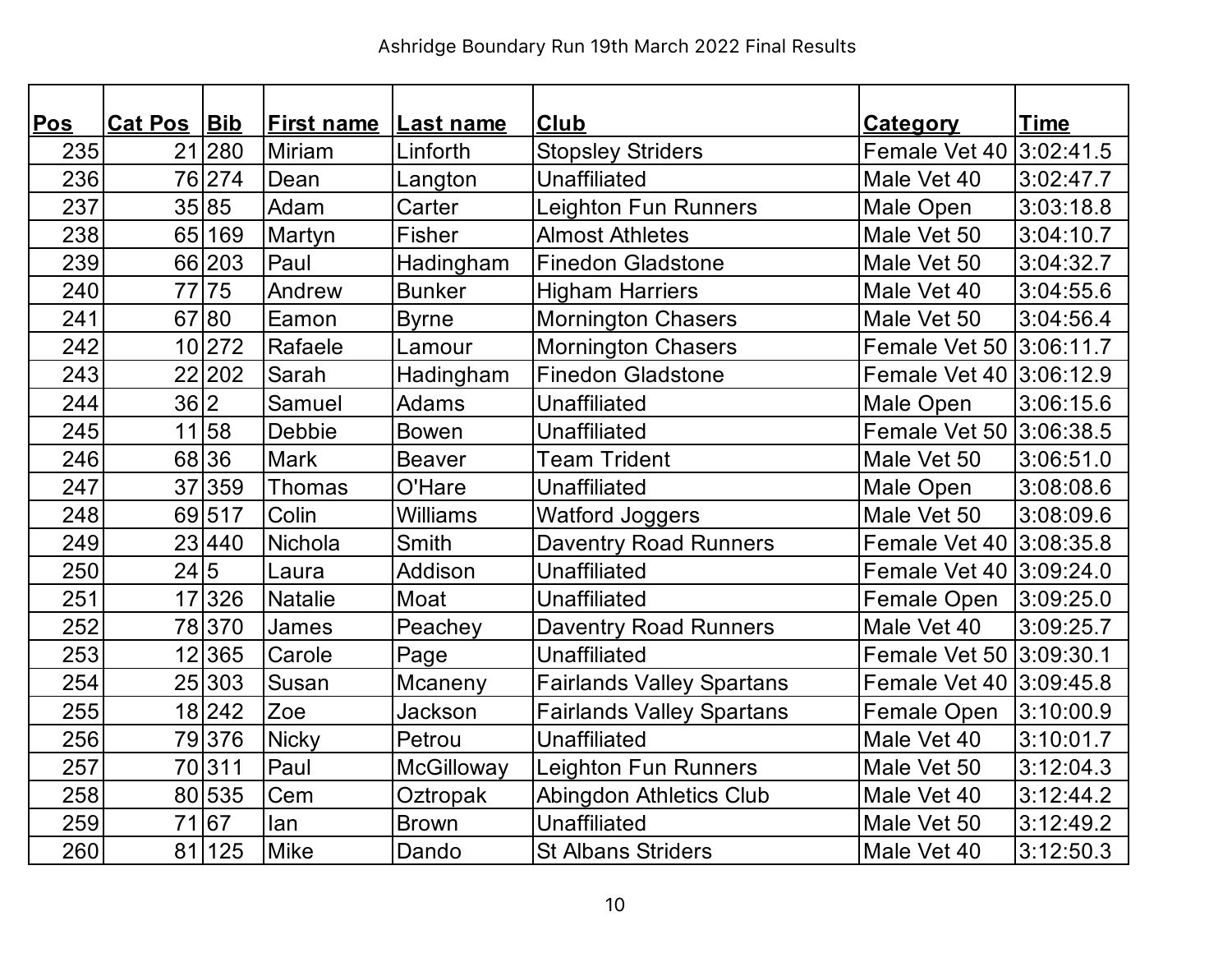Ashridge Boundary Run 19th March 2022 Final Results

| Pos | Cat Pos | Bib | First name | Last name | Club | Category | Time |
|---|---|---|---|---|---|---|---|
| 235 | 21 | 280 | Miriam | Linforth | Stopsley Striders | Female Vet 40 | 3:02:41.5 |
| 236 | 76 | 274 | Dean | Langton | Unaffiliated | Male Vet 40 | 3:02:47.7 |
| 237 | 35 | 85 | Adam | Carter | Leighton Fun Runners | Male Open | 3:03:18.8 |
| 238 | 65 | 169 | Martyn | Fisher | Almost Athletes | Male Vet 50 | 3:04:10.7 |
| 239 | 66 | 203 | Paul | Hadingham | Finedon Gladstone | Male Vet 50 | 3:04:32.7 |
| 240 | 77 | 75 | Andrew | Bunker | Higham Harriers | Male Vet 40 | 3:04:55.6 |
| 241 | 67 | 80 | Eamon | Byrne | Mornington Chasers | Male Vet 50 | 3:04:56.4 |
| 242 | 10 | 272 | Rafaele | Lamour | Mornington Chasers | Female Vet 50 | 3:06:11.7 |
| 243 | 22 | 202 | Sarah | Hadingham | Finedon Gladstone | Female Vet 40 | 3:06:12.9 |
| 244 | 36 | 2 | Samuel | Adams | Unaffiliated | Male Open | 3:06:15.6 |
| 245 | 11 | 58 | Debbie | Bowen | Unaffiliated | Female Vet 50 | 3:06:38.5 |
| 246 | 68 | 36 | Mark | Beaver | Team Trident | Male Vet 50 | 3:06:51.0 |
| 247 | 37 | 359 | Thomas | O'Hare | Unaffiliated | Male Open | 3:08:08.6 |
| 248 | 69 | 517 | Colin | Williams | Watford Joggers | Male Vet 50 | 3:08:09.6 |
| 249 | 23 | 440 | Nichola | Smith | Daventry Road Runners | Female Vet 40 | 3:08:35.8 |
| 250 | 24 | 5 | Laura | Addison | Unaffiliated | Female Vet 40 | 3:09:24.0 |
| 251 | 17 | 326 | Natalie | Moat | Unaffiliated | Female Open | 3:09:25.0 |
| 252 | 78 | 370 | James | Peachey | Daventry Road Runners | Male Vet 40 | 3:09:25.7 |
| 253 | 12 | 365 | Carole | Page | Unaffiliated | Female Vet 50 | 3:09:30.1 |
| 254 | 25 | 303 | Susan | Mcaneny | Fairlands Valley Spartans | Female Vet 40 | 3:09:45.8 |
| 255 | 18 | 242 | Zoe | Jackson | Fairlands Valley Spartans | Female Open | 3:10:00.9 |
| 256 | 79 | 376 | Nicky | Petrou | Unaffiliated | Male Vet 40 | 3:10:01.7 |
| 257 | 70 | 311 | Paul | McGilloway | Leighton Fun Runners | Male Vet 50 | 3:12:04.3 |
| 258 | 80 | 535 | Cem | Oztropak | Abingdon Athletics Club | Male Vet 40 | 3:12:44.2 |
| 259 | 71 | 67 | Ian | Brown | Unaffiliated | Male Vet 50 | 3:12:49.2 |
| 260 | 81 | 125 | Mike | Dando | St Albans Striders | Male Vet 40 | 3:12:50.3 |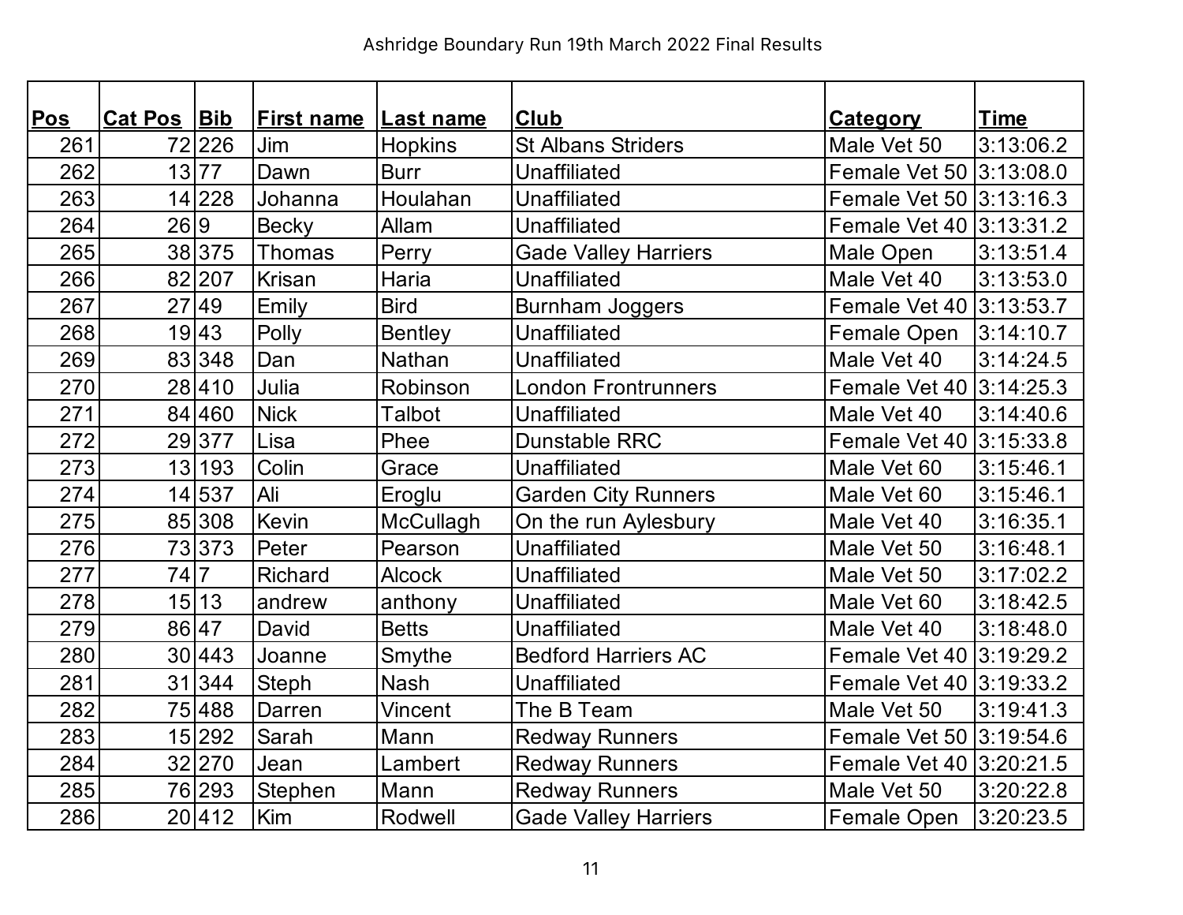Ashridge Boundary Run 19th March 2022 Final Results

| Pos | Cat Pos | Bib | First name | Last name | Club | Category | Time |
|---|---|---|---|---|---|---|---|
| 261 | 72 | 226 | Jim | Hopkins | St Albans Striders | Male Vet 50 | 3:13:06.2 |
| 262 | 13 | 77 | Dawn | Burr | Unaffiliated | Female Vet 50 | 3:13:08.0 |
| 263 | 14 | 228 | Johanna | Houlahan | Unaffiliated | Female Vet 50 | 3:13:16.3 |
| 264 | 26 | 9 | Becky | Allam | Unaffiliated | Female Vet 40 | 3:13:31.2 |
| 265 | 38 | 375 | Thomas | Perry | Gade Valley Harriers | Male Open | 3:13:51.4 |
| 266 | 82 | 207 | Krisan | Haria | Unaffiliated | Male Vet 40 | 3:13:53.0 |
| 267 | 27 | 49 | Emily | Bird | Burnham Joggers | Female Vet 40 | 3:13:53.7 |
| 268 | 19 | 43 | Polly | Bentley | Unaffiliated | Female Open | 3:14:10.7 |
| 269 | 83 | 348 | Dan | Nathan | Unaffiliated | Male Vet 40 | 3:14:24.5 |
| 270 | 28 | 410 | Julia | Robinson | London Frontrunners | Female Vet 40 | 3:14:25.3 |
| 271 | 84 | 460 | Nick | Talbot | Unaffiliated | Male Vet 40 | 3:14:40.6 |
| 272 | 29 | 377 | Lisa | Phee | Dunstable RRC | Female Vet 40 | 3:15:33.8 |
| 273 | 13 | 193 | Colin | Grace | Unaffiliated | Male Vet 60 | 3:15:46.1 |
| 274 | 14 | 537 | Ali | Eroglu | Garden City Runners | Male Vet 60 | 3:15:46.1 |
| 275 | 85 | 308 | Kevin | McCullagh | On the run Aylesbury | Male Vet 40 | 3:16:35.1 |
| 276 | 73 | 373 | Peter | Pearson | Unaffiliated | Male Vet 50 | 3:16:48.1 |
| 277 | 74 | 7 | Richard | Alcock | Unaffiliated | Male Vet 50 | 3:17:02.2 |
| 278 | 15 | 13 | andrew | anthony | Unaffiliated | Male Vet 60 | 3:18:42.5 |
| 279 | 86 | 47 | David | Betts | Unaffiliated | Male Vet 40 | 3:18:48.0 |
| 280 | 30 | 443 | Joanne | Smythe | Bedford Harriers AC | Female Vet 40 | 3:19:29.2 |
| 281 | 31 | 344 | Steph | Nash | Unaffiliated | Female Vet 40 | 3:19:33.2 |
| 282 | 75 | 488 | Darren | Vincent | The B Team | Male Vet 50 | 3:19:41.3 |
| 283 | 15 | 292 | Sarah | Mann | Redway Runners | Female Vet 50 | 3:19:54.6 |
| 284 | 32 | 270 | Jean | Lambert | Redway Runners | Female Vet 40 | 3:20:21.5 |
| 285 | 76 | 293 | Stephen | Mann | Redway Runners | Male Vet 50 | 3:20:22.8 |
| 286 | 20 | 412 | Kim | Rodwell | Gade Valley Harriers | Female Open | 3:20:23.5 |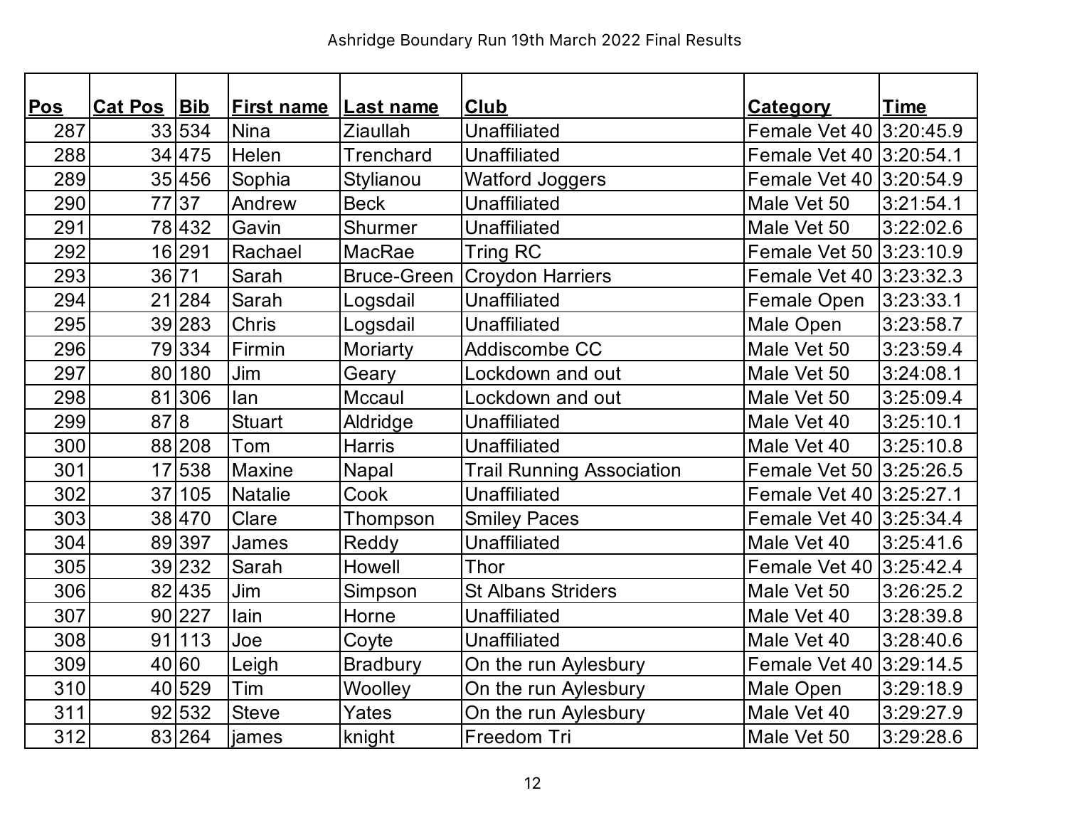Ashridge Boundary Run 19th March 2022 Final Results

| Pos | Cat Pos | Bib | First name | Last name | Club | Category | Time |
|---|---|---|---|---|---|---|---|
| 287 | 33 | 534 | Nina | Ziaullah | Unaffiliated | Female Vet 40 | 3:20:45.9 |
| 288 | 34 | 475 | Helen | Trenchard | Unaffiliated | Female Vet 40 | 3:20:54.1 |
| 289 | 35 | 456 | Sophia | Stylianou | Watford Joggers | Female Vet 40 | 3:20:54.9 |
| 290 | 77 | 37 | Andrew | Beck | Unaffiliated | Male Vet 50 | 3:21:54.1 |
| 291 | 78 | 432 | Gavin | Shurmer | Unaffiliated | Male Vet 50 | 3:22:02.6 |
| 292 | 16 | 291 | Rachael | MacRae | Tring RC | Female Vet 50 | 3:23:10.9 |
| 293 | 36 | 71 | Sarah | Bruce-Green | Croydon Harriers | Female Vet 40 | 3:23:32.3 |
| 294 | 21 | 284 | Sarah | Logsdail | Unaffiliated | Female Open | 3:23:33.1 |
| 295 | 39 | 283 | Chris | Logsdail | Unaffiliated | Male Open | 3:23:58.7 |
| 296 | 79 | 334 | Firmin | Moriarty | Addiscombe CC | Male Vet 50 | 3:23:59.4 |
| 297 | 80 | 180 | Jim | Geary | Lockdown and out | Male Vet 50 | 3:24:08.1 |
| 298 | 81 | 306 | Ian | Mccaul | Lockdown and out | Male Vet 50 | 3:25:09.4 |
| 299 | 87 | 8 | Stuart | Aldridge | Unaffiliated | Male Vet 40 | 3:25:10.1 |
| 300 | 88 | 208 | Tom | Harris | Unaffiliated | Male Vet 40 | 3:25:10.8 |
| 301 | 17 | 538 | Maxine | Napal | Trail Running Association | Female Vet 50 | 3:25:26.5 |
| 302 | 37 | 105 | Natalie | Cook | Unaffiliated | Female Vet 40 | 3:25:27.1 |
| 303 | 38 | 470 | Clare | Thompson | Smiley Paces | Female Vet 40 | 3:25:34.4 |
| 304 | 89 | 397 | James | Reddy | Unaffiliated | Male Vet 40 | 3:25:41.6 |
| 305 | 39 | 232 | Sarah | Howell | Thor | Female Vet 40 | 3:25:42.4 |
| 306 | 82 | 435 | Jim | Simpson | St Albans Striders | Male Vet 50 | 3:26:25.2 |
| 307 | 90 | 227 | Iain | Horne | Unaffiliated | Male Vet 40 | 3:28:39.8 |
| 308 | 91 | 113 | Joe | Coyte | Unaffiliated | Male Vet 40 | 3:28:40.6 |
| 309 | 40 | 60 | Leigh | Bradbury | On the run Aylesbury | Female Vet 40 | 3:29:14.5 |
| 310 | 40 | 529 | Tim | Woolley | On the run Aylesbury | Male Open | 3:29:18.9 |
| 311 | 92 | 532 | Steve | Yates | On the run Aylesbury | Male Vet 40 | 3:29:27.9 |
| 312 | 83 | 264 | james | knight | Freedom Tri | Male Vet 50 | 3:29:28.6 |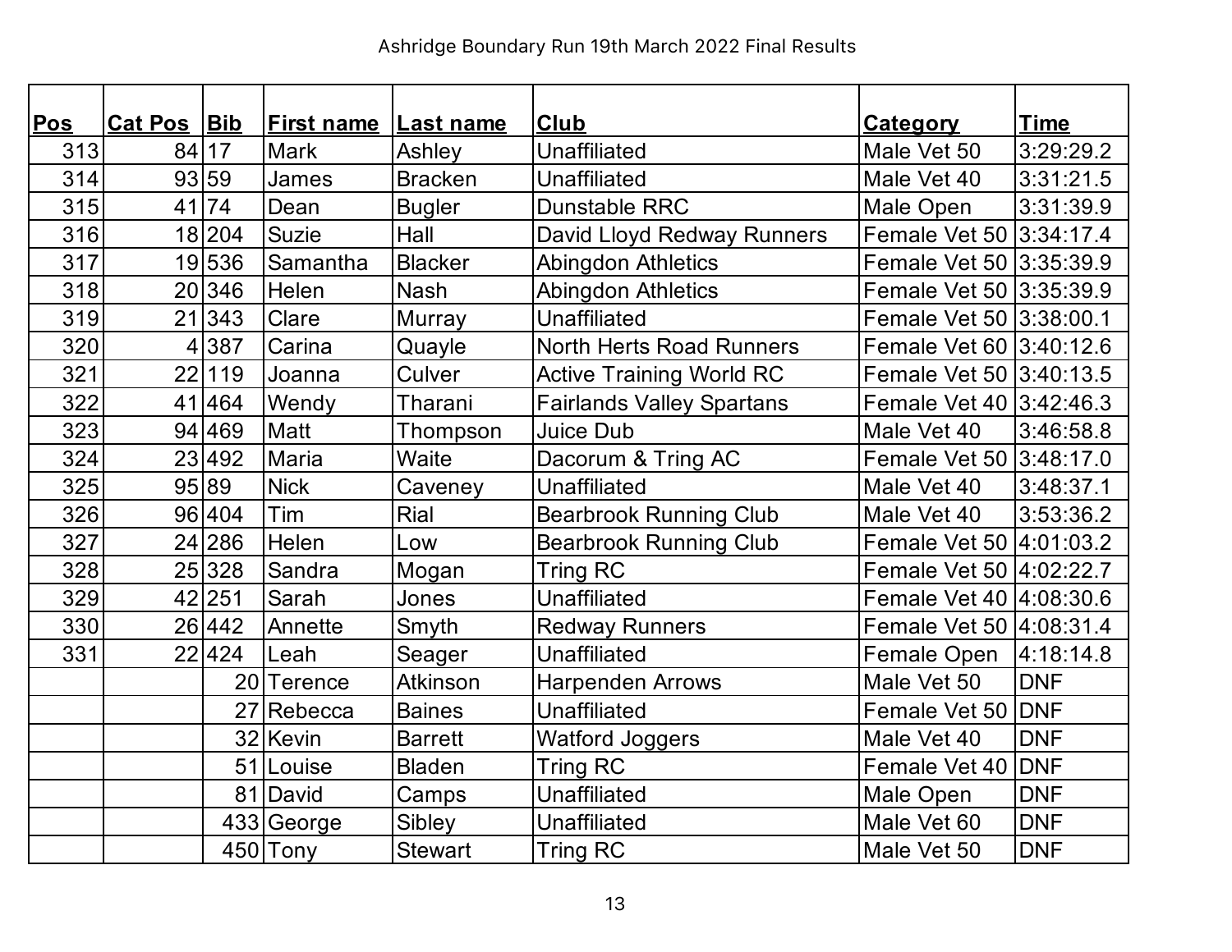Ashridge Boundary Run 19th March 2022 Final Results

| Pos | Cat Pos | Bib | First name | Last name | Club | Category | Time |
|---|---|---|---|---|---|---|---|
| 313 | 84 | 17 | Mark | Ashley | Unaffiliated | Male Vet 50 | 3:29:29.2 |
| 314 | 93 | 59 | James | Bracken | Unaffiliated | Male Vet 40 | 3:31:21.5 |
| 315 | 41 | 74 | Dean | Bugler | Dunstable RRC | Male Open | 3:31:39.9 |
| 316 | 18 | 204 | Suzie | Hall | David Lloyd Redway Runners | Female Vet 50 | 3:34:17.4 |
| 317 | 19 | 536 | Samantha | Blacker | Abingdon Athletics | Female Vet 50 | 3:35:39.9 |
| 318 | 20 | 346 | Helen | Nash | Abingdon Athletics | Female Vet 50 | 3:35:39.9 |
| 319 | 21 | 343 | Clare | Murray | Unaffiliated | Female Vet 50 | 3:38:00.1 |
| 320 | 4 | 387 | Carina | Quayle | North Herts Road Runners | Female Vet 60 | 3:40:12.6 |
| 321 | 22 | 119 | Joanna | Culver | Active Training World RC | Female Vet 50 | 3:40:13.5 |
| 322 | 41 | 464 | Wendy | Tharani | Fairlands Valley Spartans | Female Vet 40 | 3:42:46.3 |
| 323 | 94 | 469 | Matt | Thompson | Juice Dub | Male Vet 40 | 3:46:58.8 |
| 324 | 23 | 492 | Maria | Waite | Dacorum & Tring AC | Female Vet 50 | 3:48:17.0 |
| 325 | 95 | 89 | Nick | Caveney | Unaffiliated | Male Vet 40 | 3:48:37.1 |
| 326 | 96 | 404 | Tim | Rial | Bearbrook Running Club | Male Vet 40 | 3:53:36.2 |
| 327 | 24 | 286 | Helen | Low | Bearbrook Running Club | Female Vet 50 | 4:01:03.2 |
| 328 | 25 | 328 | Sandra | Mogan | Tring RC | Female Vet 50 | 4:02:22.7 |
| 329 | 42 | 251 | Sarah | Jones | Unaffiliated | Female Vet 40 | 4:08:30.6 |
| 330 | 26 | 442 | Annette | Smyth | Redway Runners | Female Vet 50 | 4:08:31.4 |
| 331 | 22 | 424 | Leah | Seager | Unaffiliated | Female Open | 4:18:14.8 |
| | | 20 | Terence | Atkinson | Harpenden Arrows | Male Vet 50 | DNF |
| | | 27 | Rebecca | Baines | Unaffiliated | Female Vet 50 | DNF |
| | | 32 | Kevin | Barrett | Watford Joggers | Male Vet 40 | DNF |
| | | 51 | Louise | Bladen | Tring RC | Female Vet 40 | DNF |
| | | 81 | David | Camps | Unaffiliated | Male Open | DNF |
| | | 433 | George | Sibley | Unaffiliated | Male Vet 60 | DNF |
| | | 450 | Tony | Stewart | Tring RC | Male Vet 50 | DNF |